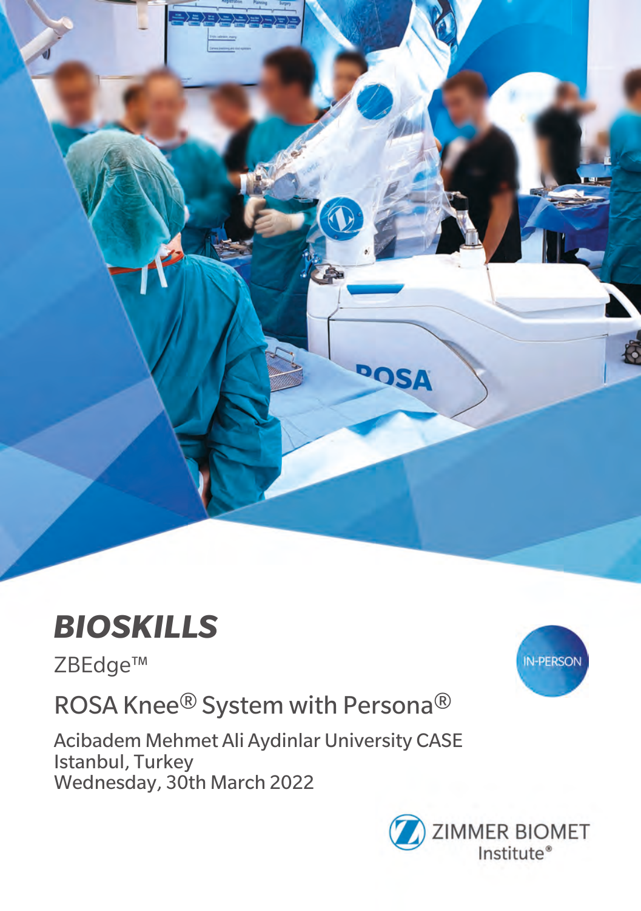# ***BIOSKILLS***

ZBEdge™

## ROSA Knee® System with Persona®

IN-PERSON

Acibadem Mehmet Ali Aydinlar University CASE
Istanbul, Turkey
Wednesday, 30th March 2022

ZIMMER BIOMET
Institute®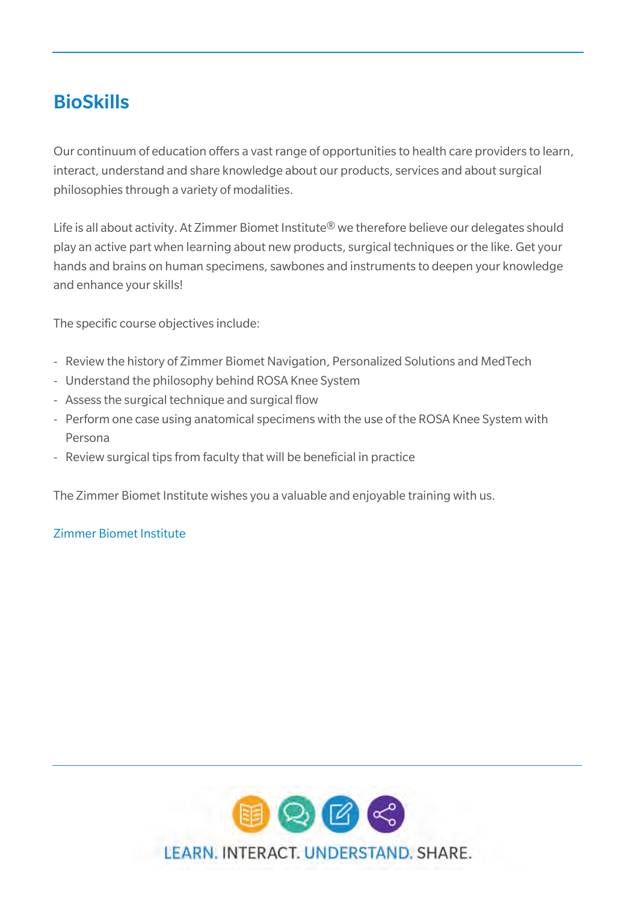## BioSkills

Our continuum of education offers a vast range of opportunities to health care providers to learn, interact, understand and share knowledge about our products, services and about surgical philosophies through a variety of modalities.

Life is all about activity. At Zimmer Biomet Institute® we therefore believe our delegates should play an active part when learning about new products, surgical techniques or the like. Get your hands and brains on human specimens, sawbones and instruments to deepen your knowledge and enhance your skills!

The specific course objectives include:

- Review the history of Zimmer Biomet Navigation, Personalized Solutions and MedTech
- Understand the philosophy behind ROSA Knee System
- Assess the surgical technique and surgical flow
- Perform one case using anatomical specimens with the use of the ROSA Knee System with Persona
- Review surgical tips from faculty that will be beneficial in practice

The Zimmer Biomet Institute wishes you a valuable and enjoyable training with us.

Zimmer Biomet Institute

LEARN. INTERACT. UNDERSTAND. SHARE.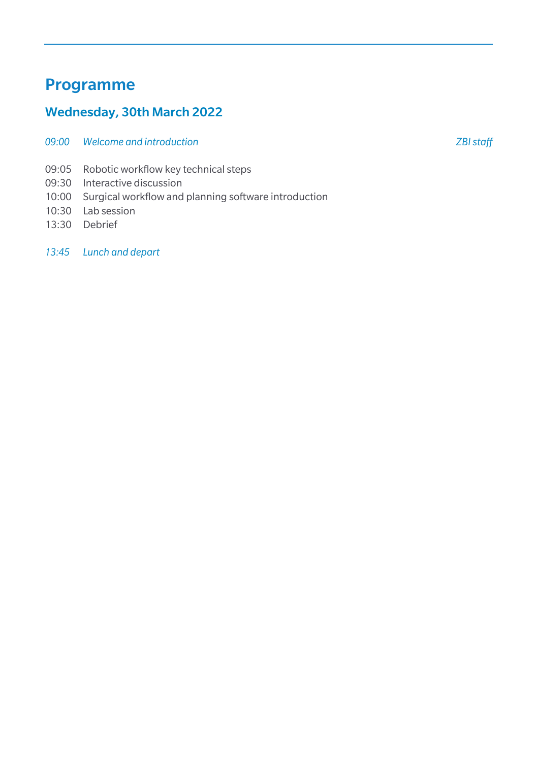# Programme

## Wednesday, 30th March 2022

*09:00 Welcome and introduction* *ZBI staff*

09:05 Robotic workflow key technical steps
09:30 Interactive discussion
10:00 Surgical workflow and planning software introduction
10:30 Lab session
13:30 Debrief

*13:45 Lunch and depart*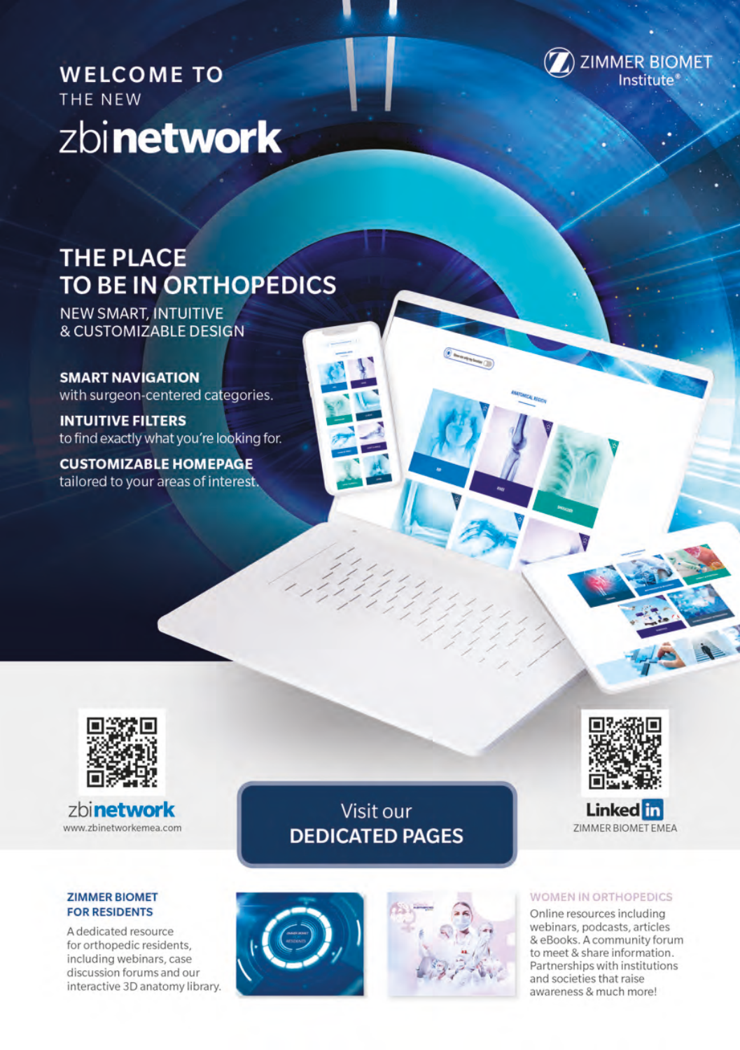# WELCOME TO THE NEW zbinetwork

ZIMMER BIOMET Institute®

## THE PLACE TO BE IN ORTHOPEDICS

NEW SMART, INTUITIVE & CUSTOMIZABLE DESIGN

**SMART NAVIGATION**
with surgeon-centered categories.

**INTUITIVE FILTERS**
to find exactly what you're looking for.

**CUSTOMIZABLE HOMEPAGE**
tailored to your areas of interest.

zbinetwork
www.zbinetworkemea.com

Visit our **DEDICATED PAGES**

LinkedIn
ZIMMER BIOMET EMEA

**ZIMMER BIOMET FOR RESIDENTS**

A dedicated resource for orthopedic residents, including webinars, case discussion forums and our interactive 3D anatomy library.

**WOMEN IN ORTHOPEDICS**

Online resources including webinars, podcasts, articles & eBooks. A community forum to meet & share information. Partnerships with institutions and societies that raise awareness & much more!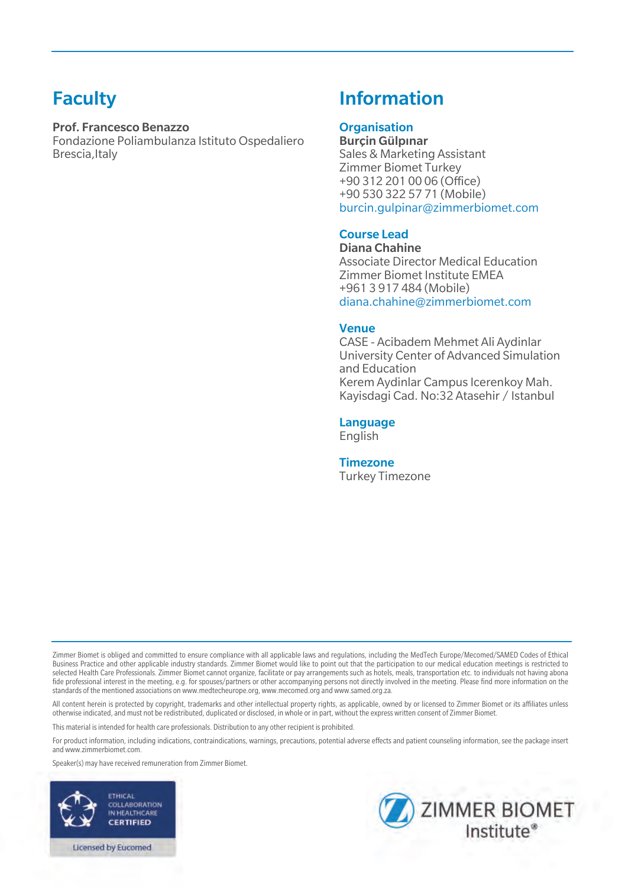## Faculty

**Prof. Francesco Benazzo**
Fondazione Poliambulanza Istituto Ospedaliero
Brescia,Italy

## Information

### Organisation

**Burçin Gülpınar**
Sales & Marketing Assistant
Zimmer Biomet Turkey
+90 312 201 00 06 (Office)
+90 530 322 57 71 (Mobile)
burcin.gulpinar@zimmerbiomet.com

### Course Lead

**Diana Chahine**
Associate Director Medical Education
Zimmer Biomet Institute EMEA
+961 3 917 484 (Mobile)
diana.chahine@zimmerbiomet.com

### Venue

CASE - Acibadem Mehmet Ali Aydinlar University Center of Advanced Simulation and Education
Kerem Aydinlar Campus Icerenkoy Mah. Kayisdagi Cad. No:32 Atasehir / Istanbul

### Language

English

### Timezone

Turkey Timezone

Zimmer Biomet is obliged and committed to ensure compliance with all applicable laws and regulations, including the MedTech Europe/Mecomed/SAMED Codes of Ethical Business Practice and other applicable industry standards. Zimmer Biomet would like to point out that the participation to our medical education meetings is restricted to selected Health Care Professionals. Zimmer Biomet cannot organize, facilitate or pay arrangements such as hotels, meals, transportation etc. to individuals not having abona fide professional interest in the meeting, e.g. for spouses/partners or other accompanying persons not directly involved in the meeting. Please find more information on the standards of the mentioned associations on www.medtecheurope.org, www.mecomed.org and www.samed.org.za.

All content herein is protected by copyright, trademarks and other intellectual property rights, as applicable, owned by or licensed to Zimmer Biomet or its affiliates unless otherwise indicated, and must not be redistributed, duplicated or disclosed, in whole or in part, without the express written consent of Zimmer Biomet.

This material is intended for health care professionals. Distribution to any other recipient is prohibited.

For product information, including indications, contraindications, warnings, precautions, potential adverse effects and patient counseling information, see the package insert and www.zimmerbiomet.com.

Speaker(s) may have received remuneration from Zimmer Biomet.

ETHICAL COLLABORATION IN HEALTHCARE CERTIFIED

Licensed by Eucomed

ZIMMER BIOMET Institute®